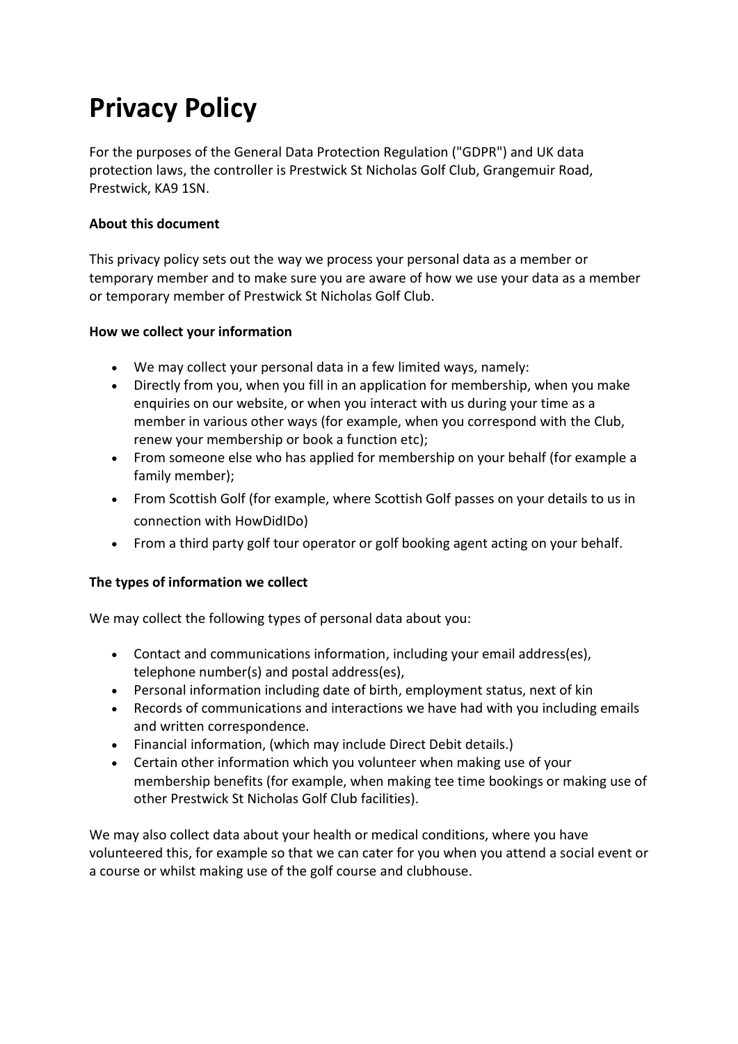# Privacy Policy

For the purposes of the General Data Protection Regulation ("GDPR") and UK data protection laws, the controller is Prestwick St Nicholas Golf Club, Grangemuir Road, Prestwick, KA9 1SN.

**About this document**

This privacy policy sets out the way we process your personal data as a member or temporary member and to make sure you are aware of how we use your data as a member or temporary member of Prestwick St Nicholas Golf Club.

**How we collect your information**

- We may collect your personal data in a few limited ways, namely:
- Directly from you, when you fill in an application for membership, when you make enquiries on our website, or when you interact with us during your time as a member in various other ways (for example, when you correspond with the Club, renew your membership or book a function etc);
- From someone else who has applied for membership on your behalf (for example a family member);
- From Scottish Golf (for example, where Scottish Golf passes on your details to us in connection with HowDidIDo)
- From a third party golf tour operator or golf booking agent acting on your behalf.

**The types of information we collect**

We may collect the following types of personal data about you:

- Contact and communications information, including your email address(es), telephone number(s) and postal address(es),
- Personal information including date of birth, employment status, next of kin
- Records of communications and interactions we have had with you including emails and written correspondence.
- Financial information, (which may include Direct Debit details.)
- Certain other information which you volunteer when making use of your membership benefits (for example, when making tee time bookings or making use of other Prestwick St Nicholas Golf Club facilities).

We may also collect data about your health or medical conditions, where you have volunteered this, for example so that we can cater for you when you attend a social event or a course or whilst making use of the golf course and clubhouse.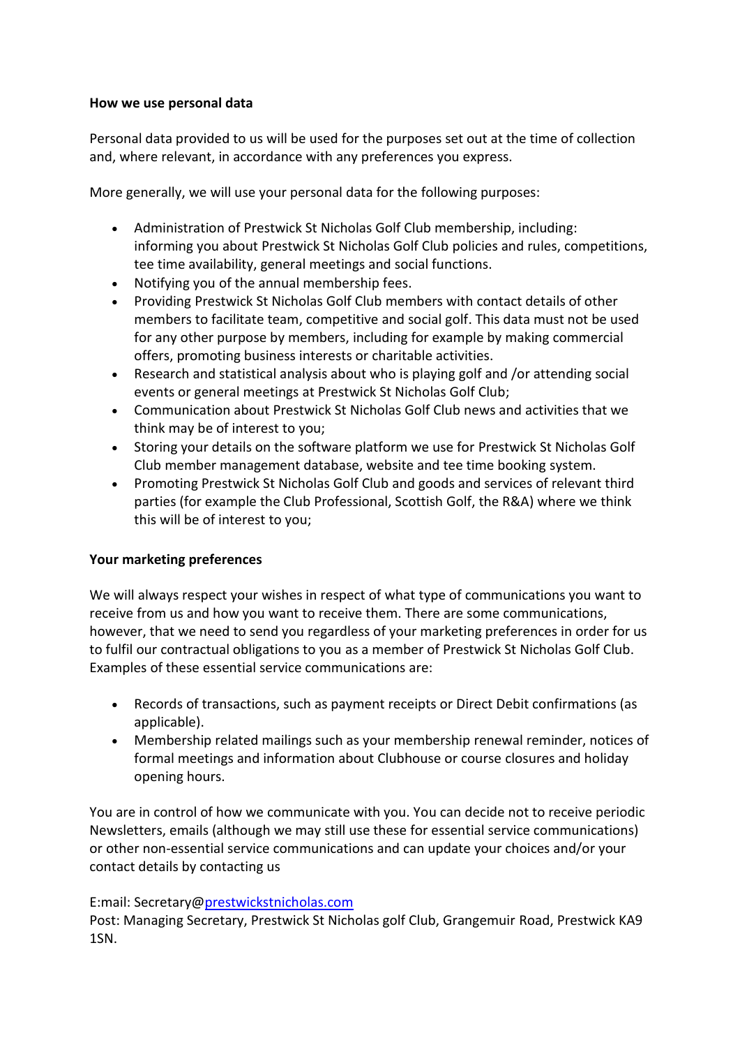**How we use personal data**

Personal data provided to us will be used for the purposes set out at the time of collection and, where relevant, in accordance with any preferences you express.

More generally, we will use your personal data for the following purposes:

- Administration of Prestwick St Nicholas Golf Club membership, including: informing you about Prestwick St Nicholas Golf Club policies and rules, competitions, tee time availability, general meetings and social functions.
- Notifying you of the annual membership fees.
- Providing Prestwick St Nicholas Golf Club members with contact details of other members to facilitate team, competitive and social golf. This data must not be used for any other purpose by members, including for example by making commercial offers, promoting business interests or charitable activities.
- Research and statistical analysis about who is playing golf and /or attending social events or general meetings at Prestwick St Nicholas Golf Club;
- Communication about Prestwick St Nicholas Golf Club news and activities that we think may be of interest to you;
- Storing your details on the software platform we use for Prestwick St Nicholas Golf Club member management database, website and tee time booking system.
- Promoting Prestwick St Nicholas Golf Club and goods and services of relevant third parties (for example the Club Professional, Scottish Golf, the R&A) where we think this will be of interest to you;

**Your marketing preferences**

We will always respect your wishes in respect of what type of communications you want to receive from us and how you want to receive them. There are some communications, however, that we need to send you regardless of your marketing preferences in order for us to fulfil our contractual obligations to you as a member of Prestwick St Nicholas Golf Club. Examples of these essential service communications are:

- Records of transactions, such as payment receipts or Direct Debit confirmations (as applicable).
- Membership related mailings such as your membership renewal reminder, notices of formal meetings and information about Clubhouse or course closures and holiday opening hours.

You are in control of how we communicate with you. You can decide not to receive periodic Newsletters, emails (although we may still use these for essential service communications) or other non-essential service communications and can update your choices and/or your contact details by contacting us

E:mail: Secretary@prestwickstnicholas.com
Post: Managing Secretary, Prestwick St Nicholas golf Club, Grangemuir Road, Prestwick KA9 1SN.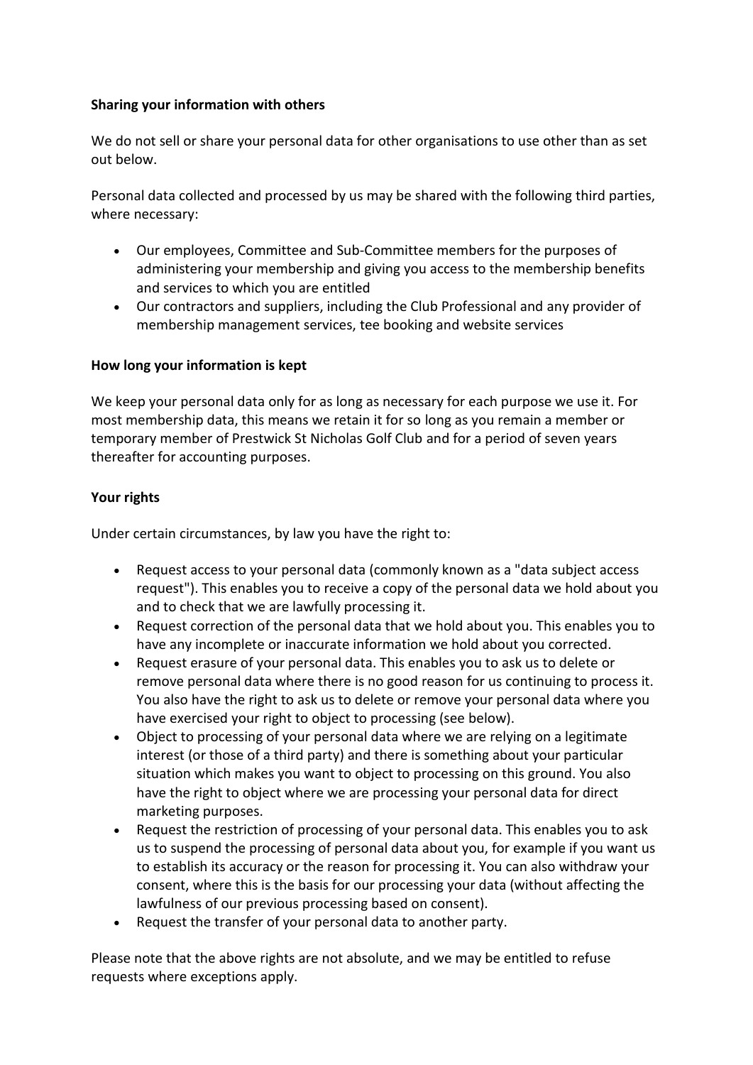**Sharing your information with others**

We do not sell or share your personal data for other organisations to use other than as set out below.

Personal data collected and processed by us may be shared with the following third parties, where necessary:

- Our employees, Committee and Sub-Committee members for the purposes of administering your membership and giving you access to the membership benefits and services to which you are entitled
- Our contractors and suppliers, including the Club Professional and any provider of membership management services, tee booking and website services

**How long your information is kept**

We keep your personal data only for as long as necessary for each purpose we use it. For most membership data, this means we retain it for so long as you remain a member or temporary member of Prestwick St Nicholas Golf Club and for a period of seven years thereafter for accounting purposes.

**Your rights**

Under certain circumstances, by law you have the right to:

- Request access to your personal data (commonly known as a "data subject access request"). This enables you to receive a copy of the personal data we hold about you and to check that we are lawfully processing it.
- Request correction of the personal data that we hold about you. This enables you to have any incomplete or inaccurate information we hold about you corrected.
- Request erasure of your personal data. This enables you to ask us to delete or remove personal data where there is no good reason for us continuing to process it. You also have the right to ask us to delete or remove your personal data where you have exercised your right to object to processing (see below).
- Object to processing of your personal data where we are relying on a legitimate interest (or those of a third party) and there is something about your particular situation which makes you want to object to processing on this ground. You also have the right to object where we are processing your personal data for direct marketing purposes.
- Request the restriction of processing of your personal data. This enables you to ask us to suspend the processing of personal data about you, for example if you want us to establish its accuracy or the reason for processing it. You can also withdraw your consent, where this is the basis for our processing your data (without affecting the lawfulness of our previous processing based on consent).
- Request the transfer of your personal data to another party.

Please note that the above rights are not absolute, and we may be entitled to refuse requests where exceptions apply.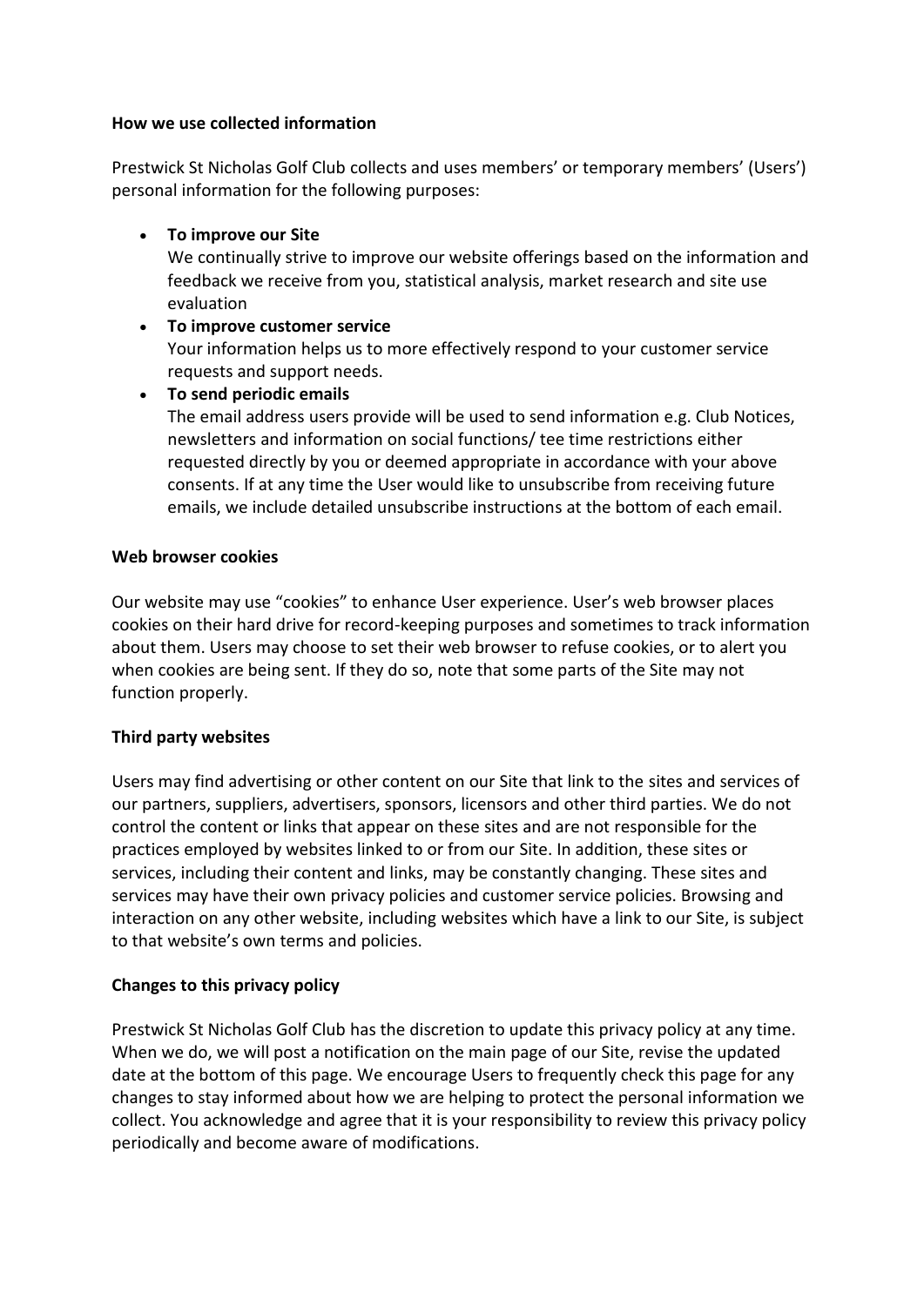**How we use collected information**

Prestwick St Nicholas Golf Club collects and uses members' or temporary members' (Users') personal information for the following purposes:

- **To improve our Site**
  We continually strive to improve our website offerings based on the information and feedback we receive from you, statistical analysis, market research and site use evaluation
- **To improve customer service**
  Your information helps us to more effectively respond to your customer service requests and support needs.
- **To send periodic emails**
  The email address users provide will be used to send information e.g. Club Notices, newsletters and information on social functions/ tee time restrictions either requested directly by you or deemed appropriate in accordance with your above consents. If at any time the User would like to unsubscribe from receiving future emails, we include detailed unsubscribe instructions at the bottom of each email.

**Web browser cookies**

Our website may use "cookies" to enhance User experience. User's web browser places cookies on their hard drive for record-keeping purposes and sometimes to track information about them. Users may choose to set their web browser to refuse cookies, or to alert you when cookies are being sent. If they do so, note that some parts of the Site may not function properly.

**Third party websites**

Users may find advertising or other content on our Site that link to the sites and services of our partners, suppliers, advertisers, sponsors, licensors and other third parties. We do not control the content or links that appear on these sites and are not responsible for the practices employed by websites linked to or from our Site. In addition, these sites or services, including their content and links, may be constantly changing. These sites and services may have their own privacy policies and customer service policies. Browsing and interaction on any other website, including websites which have a link to our Site, is subject to that website's own terms and policies.

**Changes to this privacy policy**

Prestwick St Nicholas Golf Club has the discretion to update this privacy policy at any time. When we do, we will post a notification on the main page of our Site, revise the updated date at the bottom of this page. We encourage Users to frequently check this page for any changes to stay informed about how we are helping to protect the personal information we collect. You acknowledge and agree that it is your responsibility to review this privacy policy periodically and become aware of modifications.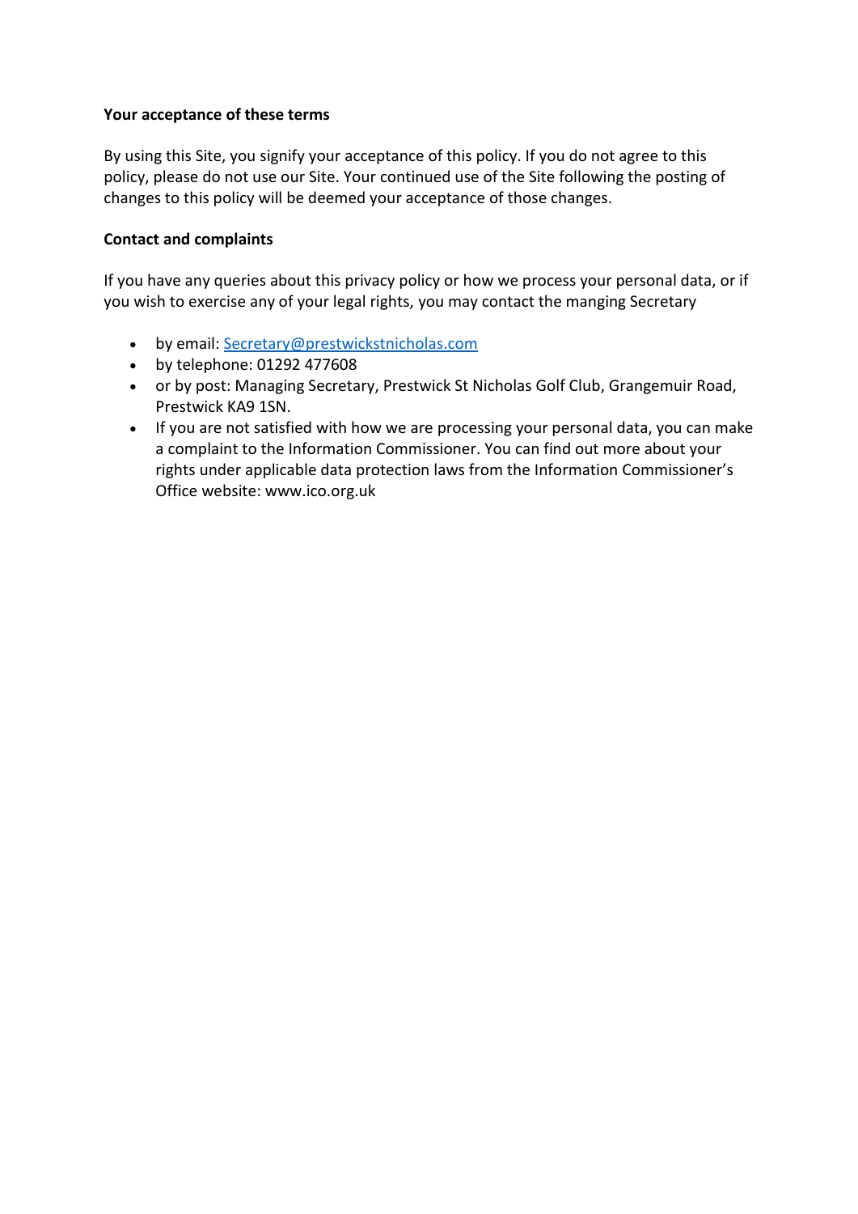**Your acceptance of these terms**

By using this Site, you signify your acceptance of this policy. If you do not agree to this policy, please do not use our Site. Your continued use of the Site following the posting of changes to this policy will be deemed your acceptance of those changes.

**Contact and complaints**

If you have any queries about this privacy policy or how we process your personal data, or if you wish to exercise any of your legal rights, you may contact the manging Secretary

- by email: Secretary@prestwickstnicholas.com
- by telephone: 01292 477608
- or by post: Managing Secretary, Prestwick St Nicholas Golf Club, Grangemuir Road, Prestwick KA9 1SN.
- If you are not satisfied with how we are processing your personal data, you can make a complaint to the Information Commissioner. You can find out more about your rights under applicable data protection laws from the Information Commissioner's Office website: www.ico.org.uk